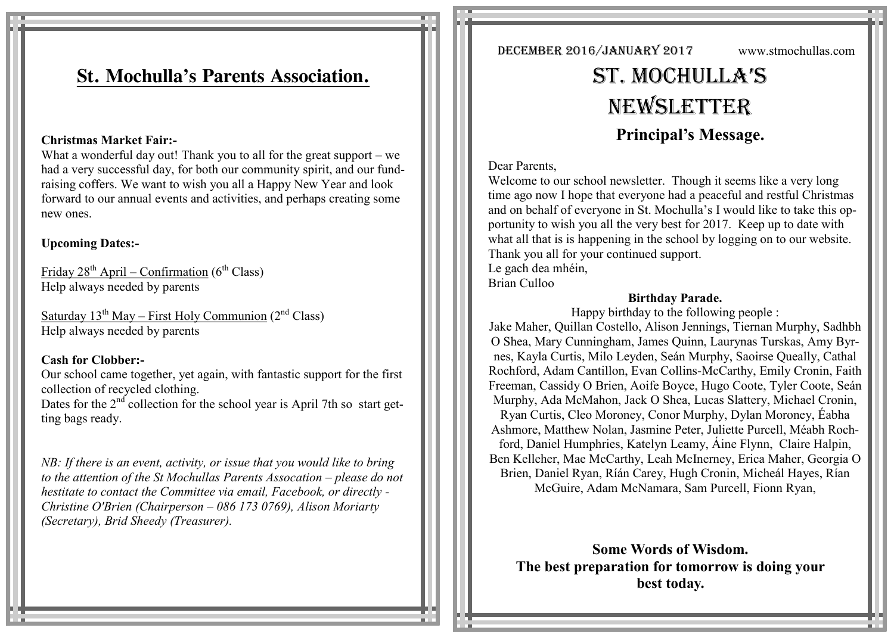# St. Mochulla's Parents Association.

**Christmas Market Fair:-**

What a wonderful day out! Thank you to all for the great support – we had a very successful day, for both our community spirit, and our fund-raising coffers. We want to wish you all a Happy New Year and look forward to our annual events and activities, and perhaps creating some new ones.

**Upcoming Dates:-**

Friday 28th April – Confirmation (6th Class)
Help always needed by parents

Saturday 13th May – First Holy Communion (2nd Class)
Help always needed by parents

**Cash for Clobber:-**

Our school came together, yet again, with fantastic support for the first collection of recycled clothing.
Dates for the 2nd collection for the school year is April 7th so start getting bags ready.

*NB: If there is an event, activity, or issue that you would like to bring to the attention of the St Mochullas Parents Assocation – please do not hestitate to contact the Committee via email, Facebook, or directly - Christine O'Brien (Chairperson – 086 173 0769), Alison Moriarty (Secretary), Brid Sheedy (Treasurer).*

DECEMBER 2016/JANUARY 2017 www.stmochullas.com

# ST. MOCHULLA'S NEWSLETTER

## Principal's Message.

Dear Parents,
Welcome to our school newsletter. Though it seems like a very long time ago now I hope that everyone had a peaceful and restful Christmas and on behalf of everyone in St. Mochulla's I would like to take this opportunity to wish you all the very best for 2017. Keep up to date with what all that is is happening in the school by logging on to our website. Thank you all for your continued support.
Le gach dea mhéin,
Brian Culloo

**Birthday Parade.**

Happy birthday to the following people :
Jake Maher, Quillan Costello, Alison Jennings, Tiernan Murphy, Sadhbh O Shea, Mary Cunningham, James Quinn, Laurynas Turskas, Amy Byrnes, Kayla Curtis, Milo Leyden, Seán Murphy, Saoirse Queally, Cathal Rochford, Adam Cantillon, Evan Collins-McCarthy, Emily Cronin, Faith Freeman, Cassidy O Brien, Aoife Boyce, Hugo Coote, Tyler Coote, Seán Murphy, Ada McMahon, Jack O Shea, Lucas Slattery, Michael Cronin, Ryan Curtis, Cleo Moroney, Conor Murphy, Dylan Moroney, Éabha Ashmore, Matthew Nolan, Jasmine Peter, Juliette Purcell, Méabh Rochford, Daniel Humphries, Katelyn Leamy, Áine Flynn, Claire Halpin, Ben Kelleher, Mae McCarthy, Leah McInerney, Erica Maher, Georgia O Brien, Daniel Ryan, Ríán Carey, Hugh Cronin, Micheál Hayes, Rían McGuire, Adam McNamara, Sam Purcell, Fionn Ryan,

**Some Words of Wisdom.**
**The best preparation for tomorrow is doing your best today.**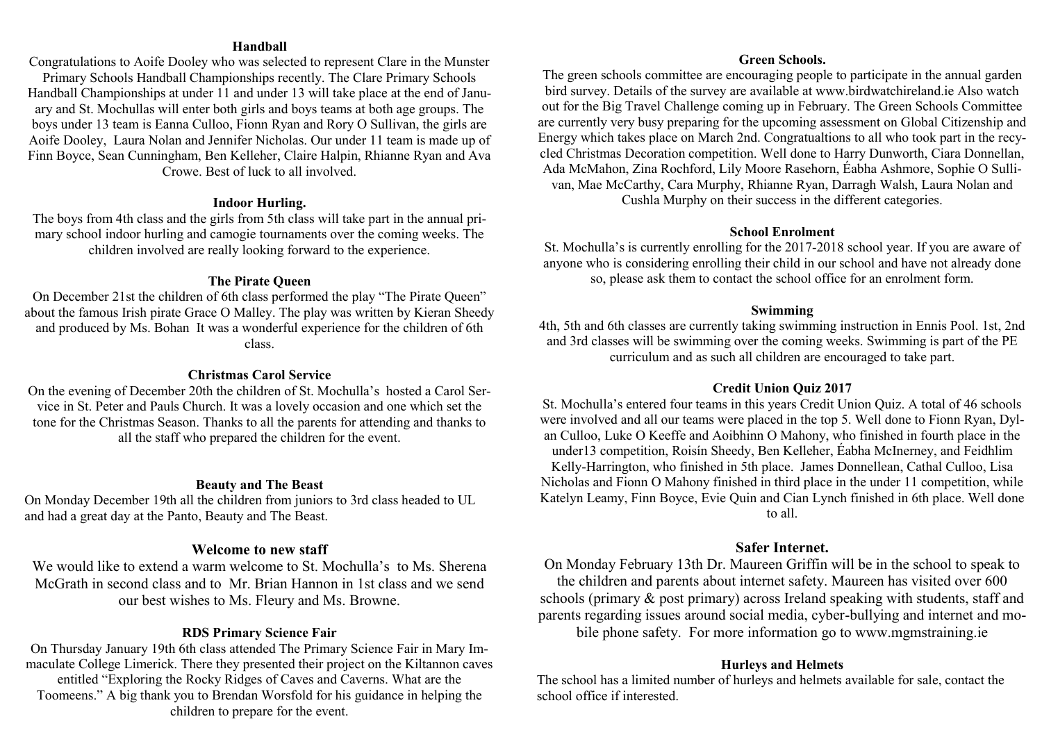## Handball

Congratulations to Aoife Dooley who was selected to represent Clare in the Munster Primary Schools Handball Championships recently. The Clare Primary Schools Handball Championships at under 11 and under 13 will take place at the end of January and St. Mochullas will enter both girls and boys teams at both age groups. The boys under 13 team is Eanna Culloo, Fionn Ryan and Rory O Sullivan, the girls are Aoife Dooley, Laura Nolan and Jennifer Nicholas. Our under 11 team is made up of Finn Boyce, Sean Cunningham, Ben Kelleher, Claire Halpin, Rhianne Ryan and Ava Crowe. Best of luck to all involved.

## Indoor Hurling.

The boys from 4th class and the girls from 5th class will take part in the annual primary school indoor hurling and camogie tournaments over the coming weeks. The children involved are really looking forward to the experience.

## The Pirate Queen

On December 21st the children of 6th class performed the play "The Pirate Queen" about the famous Irish pirate Grace O Malley. The play was written by Kieran Sheedy and produced by Ms. Bohan It was a wonderful experience for the children of 6th class.

## Christmas Carol Service

On the evening of December 20th the children of St. Mochulla's hosted a Carol Service in St. Peter and Pauls Church. It was a lovely occasion and one which set the tone for the Christmas Season. Thanks to all the parents for attending and thanks to all the staff who prepared the children for the event.

## Beauty and The Beast

On Monday December 19th all the children from juniors to 3rd class headed to UL and had a great day at the Panto, Beauty and The Beast.

## Welcome to new staff

We would like to extend a warm welcome to St. Mochulla's to Ms. Sherena McGrath in second class and to Mr. Brian Hannon in 1st class and we send our best wishes to Ms. Fleury and Ms. Browne.

## RDS Primary Science Fair

On Thursday January 19th 6th class attended The Primary Science Fair in Mary Immaculate College Limerick. There they presented their project on the Kiltannon caves entitled "Exploring the Rocky Ridges of Caves and Caverns. What are the Toomeens." A big thank you to Brendan Worsfold for his guidance in helping the children to prepare for the event.

## Green Schools.

The green schools committee are encouraging people to participate in the annual garden bird survey. Details of the survey are available at www.birdwatchireland.ie Also watch out for the Big Travel Challenge coming up in February. The Green Schools Committee are currently very busy preparing for the upcoming assessment on Global Citizenship and Energy which takes place on March 2nd. Congratualtions to all who took part in the recycled Christmas Decoration competition. Well done to Harry Dunworth, Ciara Donnellan, Ada McMahon, Zina Rochford, Lily Moore Rasehorn, Éabha Ashmore, Sophie O Sullivan, Mae McCarthy, Cara Murphy, Rhianne Ryan, Darragh Walsh, Laura Nolan and Cushla Murphy on their success in the different categories.

## School Enrolment

St. Mochulla's is currently enrolling for the 2017-2018 school year. If you are aware of anyone who is considering enrolling their child in our school and have not already done so, please ask them to contact the school office for an enrolment form.

## Swimming

4th, 5th and 6th classes are currently taking swimming instruction in Ennis Pool. 1st, 2nd and 3rd classes will be swimming over the coming weeks. Swimming is part of the PE curriculum and as such all children are encouraged to take part.

## Credit Union Quiz 2017

St. Mochulla's entered four teams in this years Credit Union Quiz. A total of 46 schools were involved and all our teams were placed in the top 5. Well done to Fionn Ryan, Dylan Culloo, Luke O Keeffe and Aoibhinn O Mahony, who finished in fourth place in the under13 competition, Roisín Sheedy, Ben Kelleher, Éabha McInerney, and Feidhlim Kelly-Harrington, who finished in 5th place. James Donnellean, Cathal Culloo, Lisa Nicholas and Fionn O Mahony finished in third place in the under 11 competition, while Katelyn Leamy, Finn Boyce, Evie Quin and Cian Lynch finished in 6th place. Well done to all.

## Safer Internet.

On Monday February 13th Dr. Maureen Griffin will be in the school to speak to the children and parents about internet safety. Maureen has visited over 600 schools (primary & post primary) across Ireland speaking with students, staff and parents regarding issues around social media, cyber-bullying and internet and mobile phone safety. For more information go to www.mgmstraining.ie

## Hurleys and Helmets

The school has a limited number of hurleys and helmets available for sale, contact the school office if interested.